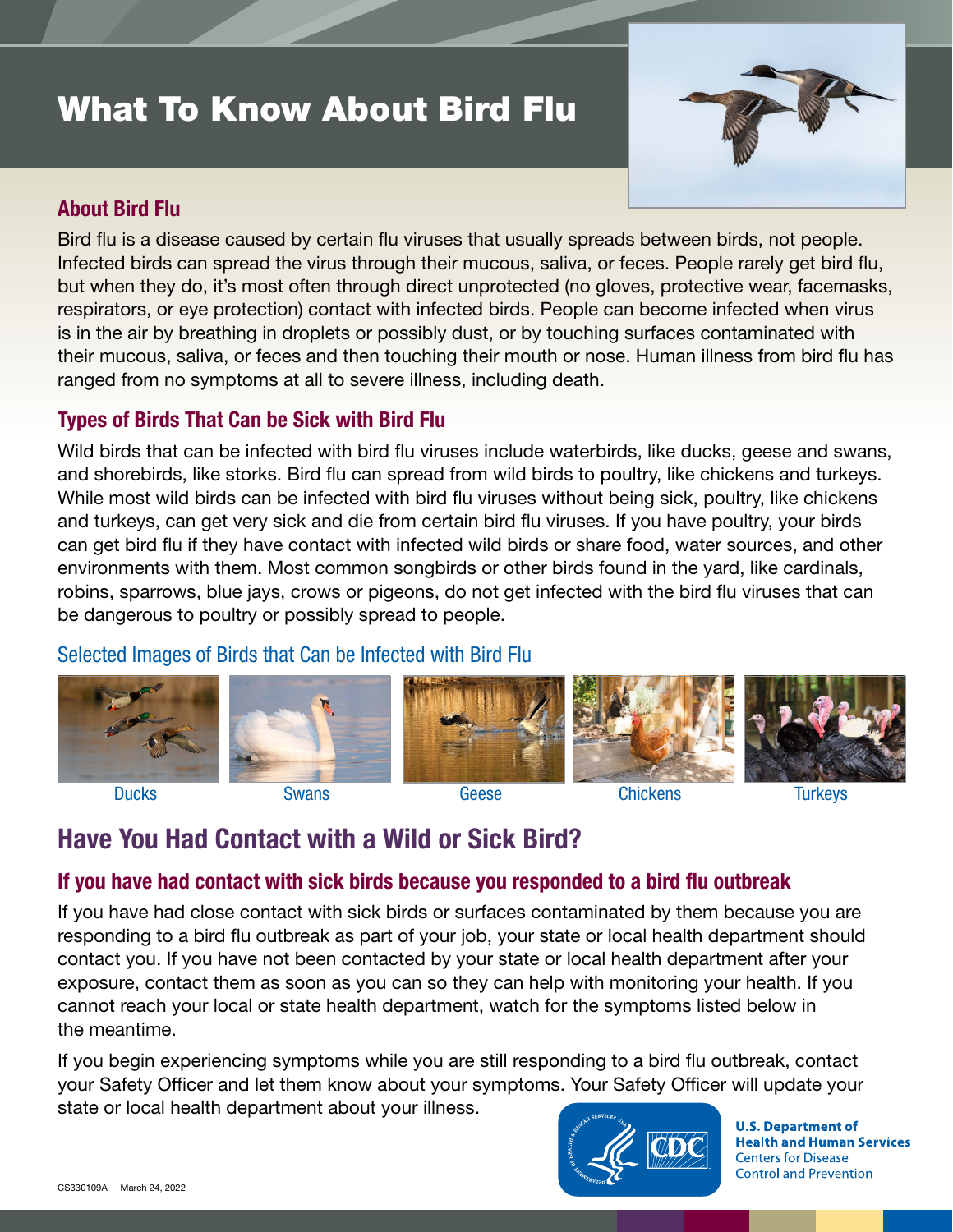# What To Know About Bird Flu

## About Bird Flu

Bird flu is a disease caused by certain flu viruses that usually spreads between birds, not people. Infected birds can spread the virus through their mucous, saliva, or feces. People rarely get bird flu, but when they do, it's most often through direct unprotected (no gloves, protective wear, facemasks, respirators, or eye protection) contact with infected birds. People can become infected when virus is in the air by breathing in droplets or possibly dust, or by touching surfaces contaminated with their mucous, saliva, or feces and then touching their mouth or nose. Human illness from bird flu has ranged from no symptoms at all to severe illness, including death.

## Types of Birds That Can be Sick with Bird Flu

Wild birds that can be infected with bird flu viruses include waterbirds, like ducks, geese and swans, and shorebirds, like storks. Bird flu can spread from wild birds to poultry, like chickens and turkeys. While most wild birds can be infected with bird flu viruses without being sick, poultry, like chickens and turkeys, can get very sick and die from certain bird flu viruses. If you have poultry, your birds can get bird flu if they have contact with infected wild birds or share food, water sources, and other environments with them. Most common songbirds or other birds found in the yard, like cardinals, robins, sparrows, blue jays, crows or pigeons, do not get infected with the bird flu viruses that can be dangerous to poultry or possibly spread to people.

### Selected Images of Birds that Can be Infected with Bird Flu

Ducks | Swans | Geese | Chickens | Turkeys

# Have You Had Contact with a Wild or Sick Bird?

## If you have had contact with sick birds because you responded to a bird flu outbreak

If you have had close contact with sick birds or surfaces contaminated by them because you are responding to a bird flu outbreak as part of your job, your state or local health department should contact you. If you have not been contacted by your state or local health department after your exposure, contact them as soon as you can so they can help with monitoring your health. If you cannot reach your local or state health department, watch for the symptoms listed below in the meantime.

If you begin experiencing symptoms while you are still responding to a bird flu outbreak, contact your Safety Officer and let them know about your symptoms. Your Safety Officer will update your state or local health department about your illness.

U.S. Department of Health and Human Services
Centers for Disease Control and Prevention

CS330109A March 24, 2022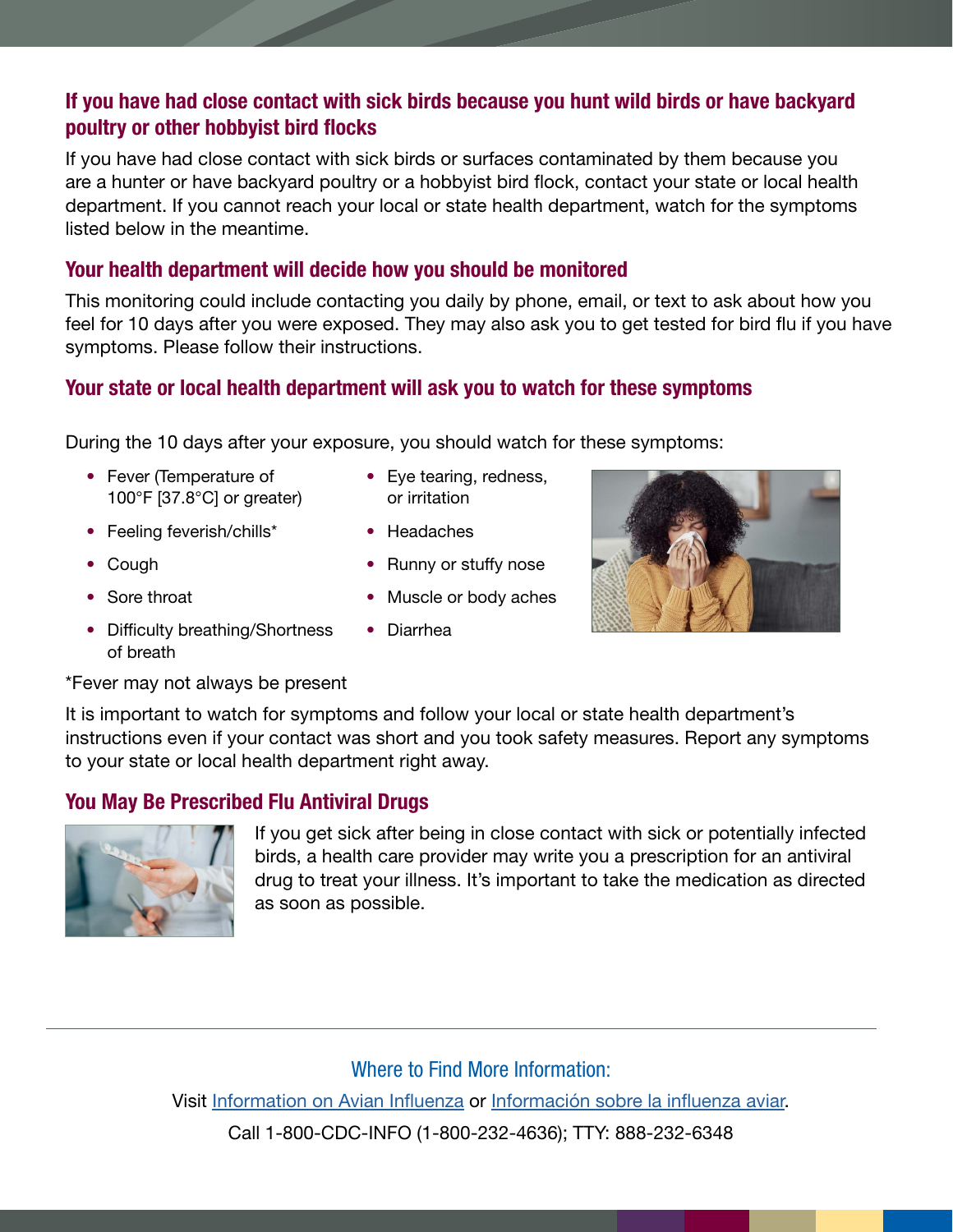## If you have had close contact with sick birds because you hunt wild birds or have backyard poultry or other hobbyist bird flocks

If you have had close contact with sick birds or surfaces contaminated by them because you are a hunter or have backyard poultry or a hobbyist bird flock, contact your state or local health department. If you cannot reach your local or state health department, watch for the symptoms listed below in the meantime.

## Your health department will decide how you should be monitored

This monitoring could include contacting you daily by phone, email, or text to ask about how you feel for 10 days after you were exposed. They may also ask you to get tested for bird flu if you have symptoms. Please follow their instructions.

## Your state or local health department will ask you to watch for these symptoms

During the 10 days after your exposure, you should watch for these symptoms:

- Fever (Temperature of 100°F [37.8°C] or greater)
- Feeling feverish/chills*
- Cough
- Sore throat
- Difficulty breathing/Shortness of breath
- Eye tearing, redness, or irritation
- Headaches
- Runny or stuffy nose
- Muscle or body aches
- Diarrhea

*Fever may not always be present

It is important to watch for symptoms and follow your local or state health department's instructions even if your contact was short and you took safety measures. Report any symptoms to your state or local health department right away.

## You May Be Prescribed Flu Antiviral Drugs

If you get sick after being in close contact with sick or potentially infected birds, a health care provider may write you a prescription for an antiviral drug to treat your illness. It's important to take the medication as directed as soon as possible.

### Where to Find More Information:

Visit Information on Avian Influenza or Información sobre la influenza aviar.

Call 1-800-CDC-INFO (1-800-232-4636); TTY: 888-232-6348